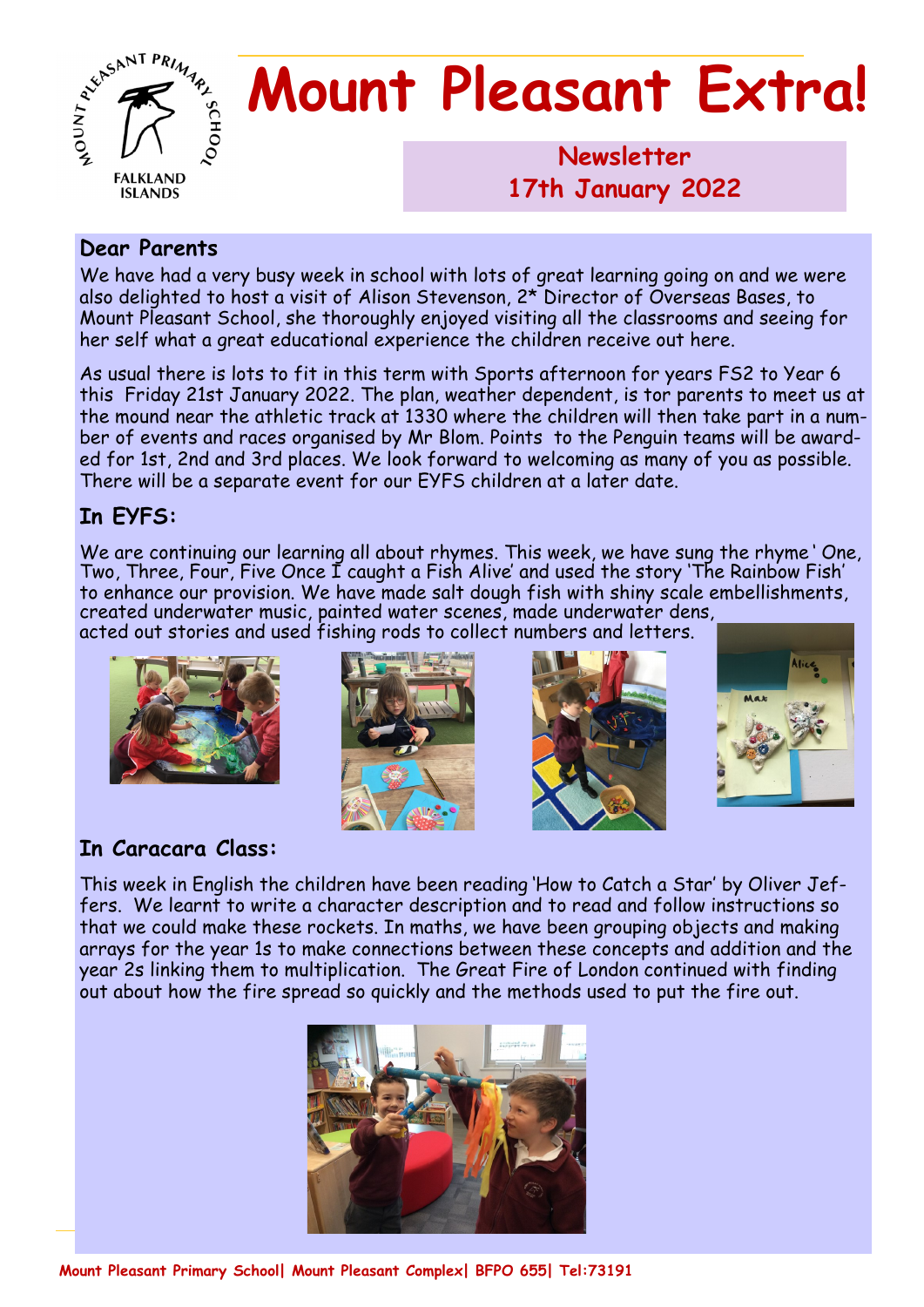# Mount Pleasant Extra!

**Newsletter**
**17th January 2022**

## Dear Parents

We have had a very busy week in school with lots of great learning going on and we were also delighted to host a visit of Alison Stevenson, 2* Director of Overseas Bases, to Mount Pleasant School, she thoroughly enjoyed visiting all the classrooms and seeing for her self what a great educational experience the children receive out here.

As usual there is lots to fit in this term with Sports afternoon for years FS2 to Year 6 this Friday 21st January 2022. The plan, weather dependent, is for parents to meet us at the mound near the athletic track at 1330 where the children will then take part in a number of events and races organised by Mr Blom. Points to the Penguin teams will be awarded for 1st, 2nd and 3rd places. We look forward to welcoming as many of you as possible. There will be a separate event for our EYFS children at a later date.

## In EYFS:

We are continuing our learning all about rhymes. This week, we have sung the rhyme ' One, Two, Three, Four, Five Once I caught a Fish Alive' and used the story 'The Rainbow Fish' to enhance our provision. We have made salt dough fish with shiny scale embellishments, created underwater music, painted water scenes, made underwater dens, acted out stories and used fishing rods to collect numbers and letters.

## In Caracara Class:

This week in English the children have been reading 'How to Catch a Star' by Oliver Jeffers. We learnt to write a character description and to read and follow instructions so that we could make these rockets. In maths, we have been grouping objects and making arrays for the year 1s to make connections between these concepts and addition and the year 2s linking them to multiplication. The Great Fire of London continued with finding out about how the fire spread so quickly and the methods used to put the fire out.

Mount Pleasant Primary School| Mount Pleasant Complex| BFPO 655| Tel:73191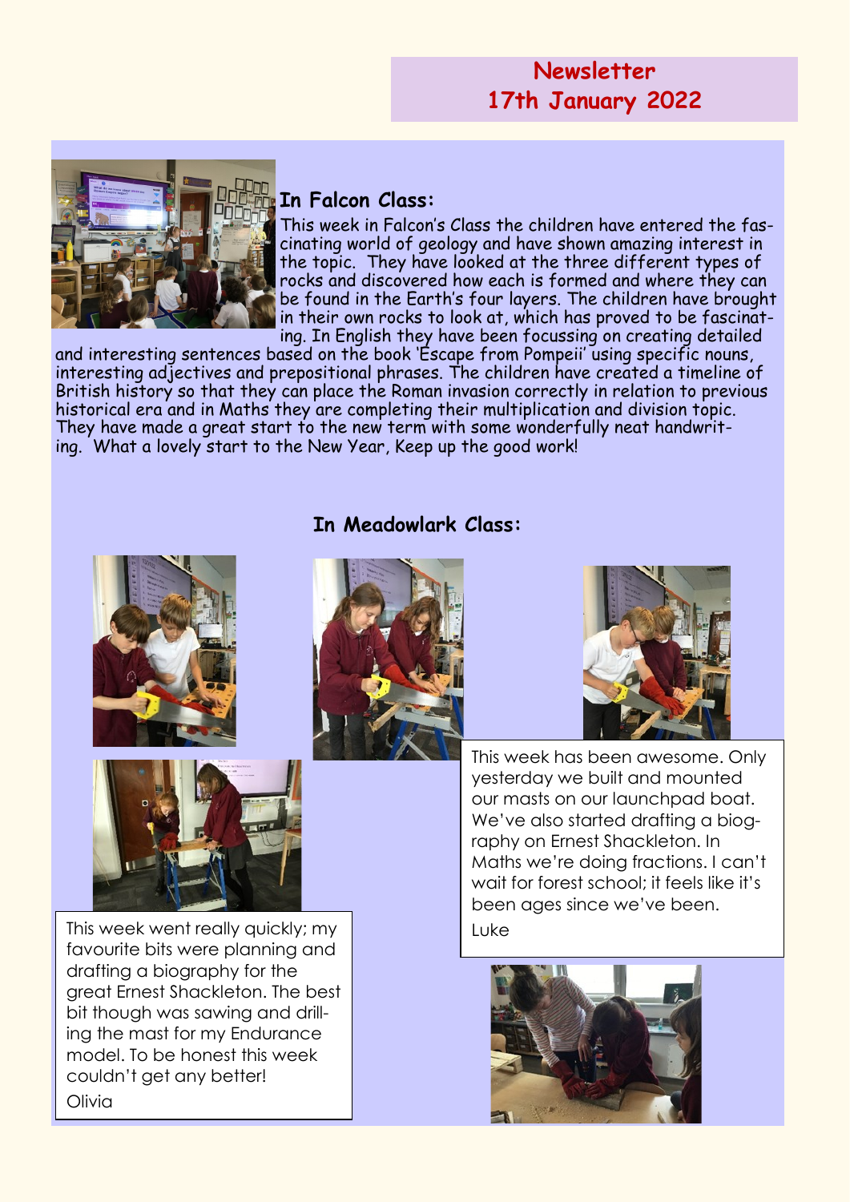# Newsletter
# 17th January 2022

## In Falcon Class:

This week in Falcon's Class the children have entered the fascinating world of geology and have shown amazing interest in the topic. They have looked at the three different types of rocks and discovered how each is formed and where they can be found in the Earth's four layers. The children have brought in their own rocks to look at, which has proved to be fascinating. In English they have been focussing on creating detailed and interesting sentences based on the book 'Escape from Pompeii' using specific nouns, interesting adjectives and prepositional phrases. The children have created a timeline of British history so that they can place the Roman invasion correctly in relation to previous historical era and in Maths they are completing their multiplication and division topic. They have made a great start to the new term with some wonderfully neat handwriting. What a lovely start to the New Year, Keep up the good work!

## In Meadowlark Class:

This week has been awesome. Only yesterday we built and mounted our masts on our launchpad boat. We've also started drafting a biography on Ernest Shackleton. In Maths we're doing fractions. I can't wait for forest school; it feels like it's been ages since we've been.

Luke

This week went really quickly; my favourite bits were planning and drafting a biography for the great Ernest Shackleton. The best bit though was sawing and drilling the mast for my Endurance model. To be honest this week couldn't get any better!

Olivia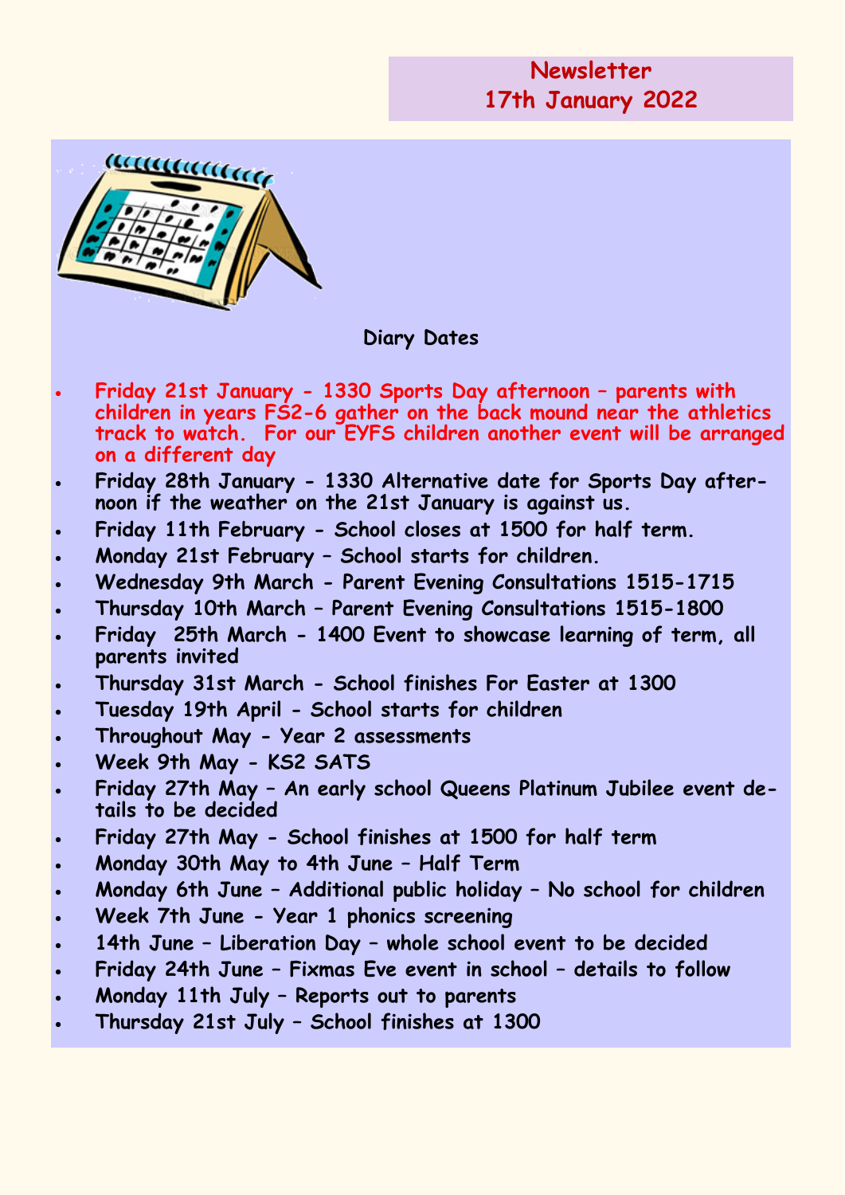# Newsletter
## 17th January 2022

### Diary Dates

- **Friday 21st January - 1330 Sports Day afternoon – parents with children in years FS2-6 gather on the back mound near the athletics track to watch. For our EYFS children another event will be arranged on a different day**
- **Friday 28th January - 1330 Alternative date for Sports Day afternoon if the weather on the 21st January is against us.**
- **Friday 11th February - School closes at 1500 for half term.**
- **Monday 21st February – School starts for children.**
- **Wednesday 9th March - Parent Evening Consultations 1515-1715**
- **Thursday 10th March – Parent Evening Consultations 1515-1800**
- **Friday 25th March - 1400 Event to showcase learning of term, all parents invited**
- **Thursday 31st March - School finishes For Easter at 1300**
- **Tuesday 19th April - School starts for children**
- **Throughout May - Year 2 assessments**
- **Week 9th May - KS2 SATS**
- **Friday 27th May – An early school Queens Platinum Jubilee event details to be decided**
- **Friday 27th May - School finishes at 1500 for half term**
- **Monday 30th May to 4th June – Half Term**
- **Monday 6th June – Additional public holiday – No school for children**
- **Week 7th June - Year 1 phonics screening**
- **14th June – Liberation Day – whole school event to be decided**
- **Friday 24th June – Fixmas Eve event in school – details to follow**
- **Monday 11th July – Reports out to parents**
- **Thursday 21st July – School finishes at 1300**